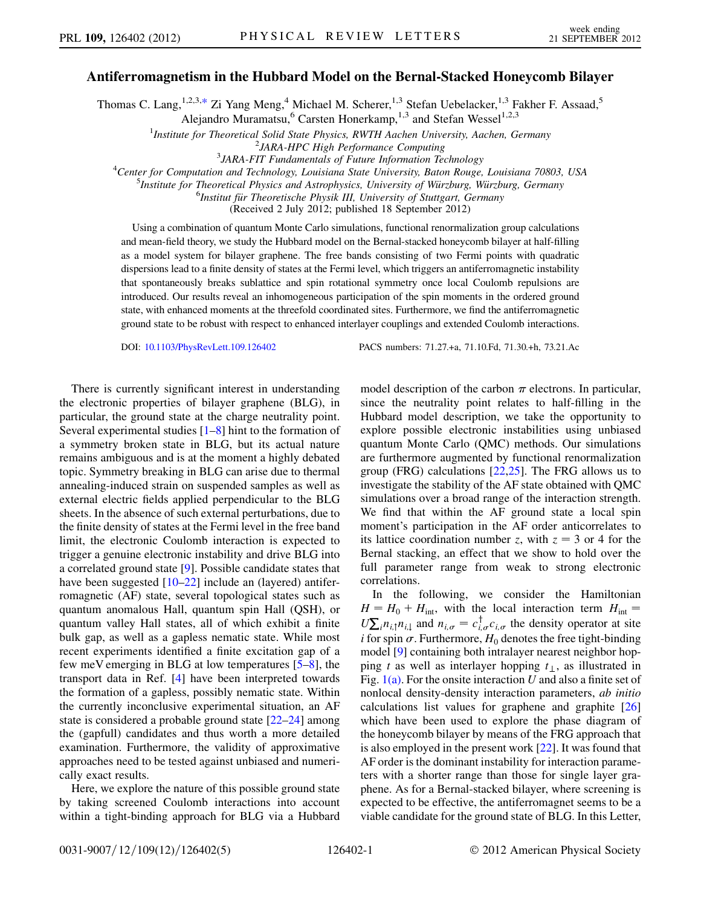# Antiferromagnetism in the Hubbard Model on the Bernal-Stacked Honeycomb Bilayer

Thomas C. Lang,[1,2,3,*] Zi Yang Meng,[4] Michael M. Scherer,[1,3] Stefan Uebelacker,[1,3] Fakher F. Assaad,[5] Alejandro Muramatsu,[6] Carsten Honerkamp,[1,3] and Stefan Wessel[1,2,3]

[1]*Institute for Theoretical Solid State Physics, RWTH Aachen University, Aachen, Germany*
[2]*JARA-HPC High Performance Computing*
[3]*JARA-FIT Fundamentals of Future Information Technology*
[4]*Center for Computation and Technology, Louisiana State University, Baton Rouge, Louisiana 70803, USA*
[5]*Institute for Theoretical Physics and Astrophysics, University of Würzburg, Würzburg, Germany*
[6]*Institut für Theoretische Physik III, University of Stuttgart, Germany*

(Received 2 July 2012; published 18 September 2012)

Using a combination of quantum Monte Carlo simulations, functional renormalization group calculations and mean-field theory, we study the Hubbard model on the Bernal-stacked honeycomb bilayer at half-filling as a model system for bilayer graphene. The free bands consisting of two Fermi points with quadratic dispersions lead to a finite density of states at the Fermi level, which triggers an antiferromagnetic instability that spontaneously breaks sublattice and spin rotational symmetry once local Coulomb repulsions are introduced. Our results reveal an inhomogeneous participation of the spin moments in the ordered ground state, with enhanced moments at the threefold coordinated sites. Furthermore, we find the antiferromagnetic ground state to be robust with respect to enhanced interlayer couplings and extended Coulomb interactions.

DOI: 10.1103/PhysRevLett.109.126402    PACS numbers: 71.27.+a, 71.10.Fd, 71.30.+h, 73.21.Ac

There is currently significant interest in understanding the electronic properties of bilayer graphene (BLG), in particular, the ground state at the charge neutrality point. Several experimental studies [1–8] hint to the formation of a symmetry broken state in BLG, but its actual nature remains ambiguous and is at the moment a highly debated topic. Symmetry breaking in BLG can arise due to thermal annealing-induced strain on suspended samples as well as external electric fields applied perpendicular to the BLG sheets. In the absence of such external perturbations, due to the finite density of states at the Fermi level in the free band limit, the electronic Coulomb interaction is expected to trigger a genuine electronic instability and drive BLG into a correlated ground state [9]. Possible candidate states that have been suggested [10–22] include an (layered) antiferromagnetic (AF) state, several topological states such as quantum anomalous Hall, quantum spin Hall (QSH), or quantum valley Hall states, all of which exhibit a finite bulk gap, as well as a gapless nematic state. While most recent experiments identified a finite excitation gap of a few meV emerging in BLG at low temperatures [5–8], the transport data in Ref. [4] have been interpreted towards the formation of a gapless, possibly nematic state. Within the currently inconclusive experimental situation, an AF state is considered a probable ground state [22–24] among the (gapfull) candidates and thus worth a more detailed examination. Furthermore, the validity of approximative approaches need to be tested against unbiased and numerically exact results.

Here, we explore the nature of this possible ground state by taking screened Coulomb interactions into account within a tight-binding approach for BLG via a Hubbard model description of the carbon $\pi$ electrons. In particular, since the neutrality point relates to half-filling in the Hubbard model description, we take the opportunity to explore possible electronic instabilities using unbiased quantum Monte Carlo (QMC) methods. Our simulations are furthermore augmented by functional renormalization group (FRG) calculations [22,25]. The FRG allows us to investigate the stability of the AF state obtained with QMC simulations over a broad range of the interaction strength. We find that within the AF ground state a local spin moment's participation in the AF order anticorrelates to its lattice coordination number $z$, with $z = 3$ or $4$ for the Bernal stacking, an effect that we show to hold over the full parameter range from weak to strong electronic correlations.

In the following, we consider the Hamiltonian $H = H_0 + H_{\text{int}}$, with the local interaction term $H_{\text{int}} = U\sum_i n_{i,\uparrow}n_{i,\downarrow}$ and $n_{i,\sigma} = c^{\dagger}_{i,\sigma}c_{i,\sigma}$ the density operator at site $i$ for spin $\sigma$. Furthermore, $H_0$ denotes the free tight-binding model [9] containing both intralayer nearest neighbor hopping $t$ as well as interlayer hopping $t_{\perp}$, as illustrated in Fig. 1(a). For the onsite interaction $U$ and also a finite set of nonlocal density-density interaction parameters, *ab initio* calculations list values for graphene and graphite [26] which have been used to explore the phase diagram of the honeycomb bilayer by means of the FRG approach that is also employed in the present work [22]. It was found that AF order is the dominant instability for interaction parameters with a shorter range than those for single layer graphene. As for a Bernal-stacked bilayer, where screening is expected to be effective, the antiferromagnet seems to be a viable candidate for the ground state of BLG. In this Letter,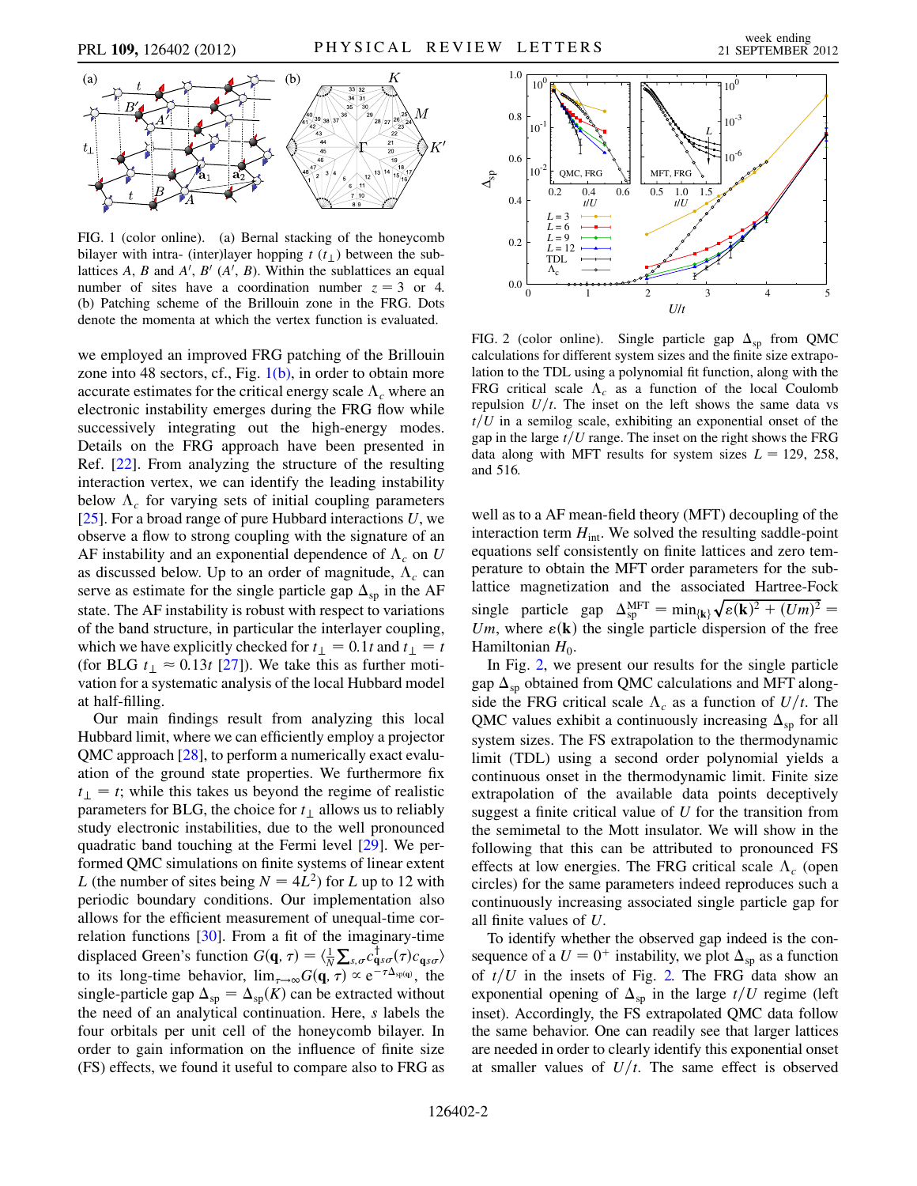FIG. 1 (color online). (a) Bernal stacking of the honeycomb bilayer with intra- (inter)layer hopping $t$ ($t_\perp$) between the sublattices $A$, $B$ and $A'$, $B'$ ($A'$, $B$). Within the sublattices an equal number of sites have a coordination number $z = 3$ or 4. (b) Patching scheme of the Brillouin zone in the FRG. Dots denote the momenta at which the vertex function is evaluated.

we employed an improved FRG patching of the Brillouin zone into 48 sectors, cf., Fig. 1(b), in order to obtain more accurate estimates for the critical energy scale $\Lambda_c$ where an electronic instability emerges during the FRG flow while successively integrating out the high-energy modes. Details on the FRG approach have been presented in Ref. [22]. From analyzing the structure of the resulting interaction vertex, we can identify the leading instability below $\Lambda_c$ for varying sets of initial coupling parameters [25]. For a broad range of pure Hubbard interactions $U$, we observe a flow to strong coupling with the signature of an AF instability and an exponential dependence of $\Lambda_c$ on $U$ as discussed below. Up to an order of magnitude, $\Lambda_c$ can serve as estimate for the single particle gap $\Delta_{\rm sp}$ in the AF state. The AF instability is robust with respect to variations of the band structure, in particular the interlayer coupling, which we have explicitly checked for $t_\perp = 0.1t$ and $t_\perp = t$ (for BLG $t_\perp \approx 0.13t$ [27]). We take this as further motivation for a systematic analysis of the local Hubbard model at half-filling.

Our main findings result from analyzing this local Hubbard limit, where we can efficiently employ a projector QMC approach [28], to perform a numerically exact evaluation of the ground state properties. We furthermore fix $t_\perp = t$; while this takes us beyond the regime of realistic parameters for BLG, the choice for $t_\perp$ allows us to reliably study electronic instabilities, due to the well pronounced quadratic band touching at the Fermi level [29]. We performed QMC simulations on finite systems of linear extent $L$ (the number of sites being $N = 4L^2$) for $L$ up to 12 with periodic boundary conditions. Our implementation also allows for the efficient measurement of unequal-time correlation functions [30]. From a fit of the imaginary-time displaced Green's function $G(\mathbf{q}, \tau) = \langle \frac{1}{N} \sum_{s,\sigma} c^\dagger_{\mathbf{q}s\sigma}(\tau) c_{\mathbf{q}s\sigma} \rangle$ to its long-time behavior, $\lim_{\tau\to\infty} G(\mathbf{q}, \tau) \propto e^{-\tau \Delta_{\rm sp}(\mathbf{q})}$, the single-particle gap $\Delta_{\rm sp} = \Delta_{\rm sp}(K)$ can be extracted without the need of an analytical continuation. Here, $s$ labels the four orbitals per unit cell of the honeycomb bilayer. In order to gain information on the influence of finite size (FS) effects, we found it useful to compare also to FRG as well as to a AF mean-field theory (MFT) decoupling of the interaction term $H_{\rm int}$. We solved the resulting saddle-point equations self consistently on finite lattices and zero temperature to obtain the MFT order parameters for the sublattice magnetization and the associated Hartree-Fock single particle gap $\Delta^{\rm MFT}_{\rm sp} = \min_{\{\mathbf{k}\}} \sqrt{\varepsilon(\mathbf{k})^2 + (Um)^2} = Um$, where $\varepsilon(\mathbf{k})$ the single particle dispersion of the free Hamiltonian $H_0$.

FIG. 2 (color online). Single particle gap $\Delta_{\rm sp}$ from QMC calculations for different system sizes and the finite size extrapolation to the TDL using a polynomial fit function, along with the FRG critical scale $\Lambda_c$ as a function of the local Coulomb repulsion $U/t$. The inset on the left shows the same data vs $t/U$ in a semilog scale, exhibiting an exponential onset of the gap in the large $t/U$ range. The inset on the right shows the FRG data along with MFT results for system sizes $L = 129$, 258, and 516.

In Fig. 2, we present our results for the single particle gap $\Delta_{\rm sp}$ obtained from QMC calculations and MFT alongside the FRG critical scale $\Lambda_c$ as a function of $U/t$. The QMC values exhibit a continuously increasing $\Delta_{\rm sp}$ for all system sizes. The FS extrapolation to the thermodynamic limit (TDL) using a second order polynomial yields a continuous onset in the thermodynamic limit. Finite size extrapolation of the available data points deceptively suggest a finite critical value of $U$ for the transition from the semimetal to the Mott insulator. We will show in the following that this can be attributed to pronounced FS effects at low energies. The FRG critical scale $\Lambda_c$ (open circles) for the same parameters indeed reproduces such a continuously increasing associated single particle gap for all finite values of $U$.

To identify whether the observed gap indeed is the consequence of a $U = 0^+$ instability, we plot $\Delta_{\rm sp}$ as a function of $t/U$ in the insets of Fig. 2. The FRG data show an exponential opening of $\Delta_{\rm sp}$ in the large $t/U$ regime (left inset). Accordingly, the FS extrapolated QMC data follow the same behavior. One can readily see that larger lattices are needed in order to clearly identify this exponential onset at smaller values of $U/t$. The same effect is observed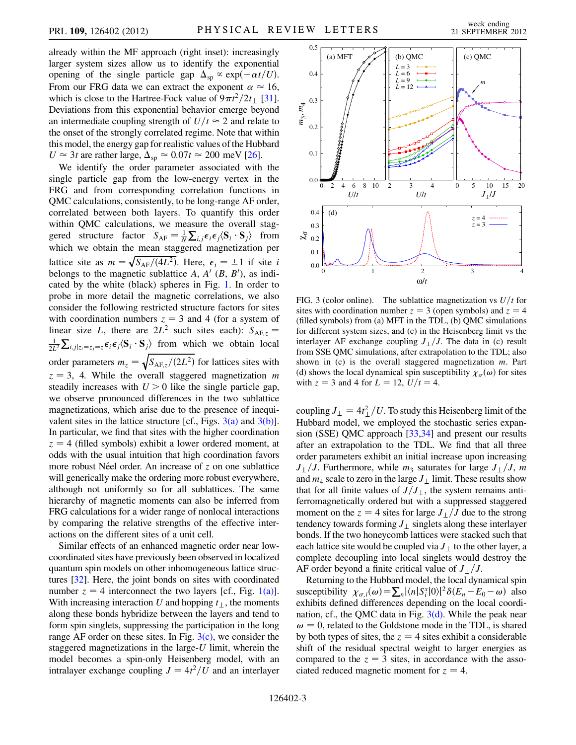already within the MF approach (right inset): increasingly larger system sizes allow us to identify the exponential opening of the single particle gap $\Delta_{sp} \propto \exp(-\alpha t/U)$. From our FRG data we can extract the exponent $\alpha \approx 16$, which is close to the Hartree-Fock value of $9\pi t^2/2t_\perp$ [31]. Deviations from this exponential behavior emerge beyond an intermediate coupling strength of $U/t \approx 2$ and relate to the onset of the strongly correlated regime. Note that within this model, the energy gap for realistic values of the Hubbard $U \approx 3t$ are rather large, $\Delta_{sp} \approx 0.07t \approx 200$ meV [26].

We identify the order parameter associated with the single particle gap from the low-energy vertex in the FRG and from corresponding correlation functions in QMC calculations, consistently, to be long-range AF order, correlated between both layers. To quantify this order within QMC calculations, we measure the overall staggered structure factor $S_{AF} = \frac{1}{N}\sum_{i,j}\epsilon_i\epsilon_j\langle \mathbf{S}_i \cdot \mathbf{S}_j\rangle$ from which we obtain the mean staggered magnetization per lattice site as $m = \sqrt{S_{AF}/(4L^2)}$. Here, $\epsilon_i = \pm 1$ if site $i$ belongs to the magnetic sublattice $A$, $A'$ ($B$, $B'$), as indicated by the white (black) spheres in Fig. 1. In order to probe in more detail the magnetic correlations, we also consider the following restricted structure factors for sites with coordination numbers $z = 3$ and 4 (for a system of linear size $L$, there are $2L^2$ such sites each): $S_{AF,z} = \frac{1}{2L^2}\sum_{i,j|z_i=z_j=z}\epsilon_i\epsilon_j\langle \mathbf{S}_i \cdot \mathbf{S}_j\rangle$ from which we obtain local order parameters $m_z = \sqrt{S_{AF,z}/(2L^2)}$ for lattices sites with $z = 3$, 4. While the overall staggered magnetization $m$ steadily increases with $U > 0$ like the single particle gap, we observe pronounced differences in the two sublattice magnetizations, which arise due to the presence of inequivalent sites in the lattice structure [cf., Figs. 3(a) and 3(b)]. In particular, we find that sites with the higher coordination $z = 4$ (filled symbols) exhibit a lower ordered moment, at odds with the usual intuition that high coordination favors more robust Néel order. An increase of $z$ on one sublattice will generically make the ordering more robust everywhere, although not uniformly so for all sublattices. The same hierarchy of magnetic moments can also be inferred from FRG calculations for a wider range of nonlocal interactions by comparing the relative strengths of the effective interactions on the different sites of a unit cell.

Similar effects of an enhanced magnetic order near low-coordinated sites have previously been observed in localized quantum spin models on other inhomogeneous lattice structures [32]. Here, the joint bonds on sites with coordinated number $z = 4$ interconnect the two layers [cf., Fig. 1(a)]. With increasing interaction $U$ and hopping $t_\perp$, the moments along these bonds hybridize between the layers and tend to form spin singlets, suppressing the participation in the long range AF order on these sites. In Fig. 3(c), we consider the staggered magnetizations in the large-$U$ limit, wherein the model becomes a spin-only Heisenberg model, with an intralayer exchange coupling $J = 4t^2/U$ and an interlayer coupling $J_\perp = 4t_\perp^2/U$. To study this Heisenberg limit of the Hubbard model, we employed the stochastic series expansion (SSE) QMC approach [33,34] and present our results after an extrapolation to the TDL. We find that all three order parameters exhibit an initial increase upon increasing $J_\perp/J$. Furthermore, while $m_3$ saturates for large $J_\perp/J$, $m$ and $m_4$ scale to zero in the large $J_\perp$ limit. These results show that for all finite values of $J/J_\perp$, the system remains antiferromagnetically ordered but with a suppressed staggered moment on the $z = 4$ sites for large $J_\perp/J$ due to the strong tendency towards forming $J_\perp$ singlets along these interlayer bonds. If the two honeycomb lattices were stacked such that each lattice site would be coupled via $J_\perp$ to the other layer, a complete decoupling into local singlets would destroy the AF order beyond a finite critical value of $J_\perp/J$.

FIG. 3 (color online). The sublattice magnetization vs $U/t$ for sites with coordination number $z = 3$ (open symbols) and $z = 4$ (filled symbols) from (a) MFT in the TDL, (b) QMC simulations for different system sizes, and (c) in the Heisenberg limit vs the interlayer AF exchange coupling $J_\perp/J$. The data in (c) result from SSE QMC simulations, after extrapolation to the TDL; also shown in (c) is the overall staggered magnetization $m$. Part (d) shows the local dynamical spin susceptibility $\chi_\sigma(\omega)$ for sites with $z = 3$ and 4 for $L = 12$, $U/t = 4$.

Returning to the Hubbard model, the local dynamical spin susceptibility $\chi_{\sigma,i}(\omega) = \sum_n |\langle n|S_i^x|0\rangle|^2\delta(E_n - E_0 - \omega)$ also exhibits defined differences depending on the local coordination, cf., the QMC data in Fig. 3(d). While the peak near $\omega = 0$, related to the Goldstone mode in the TDL, is shared by both types of sites, the $z = 4$ sites exhibit a considerable shift of the residual spectral weight to larger energies as compared to the $z = 3$ sites, in accordance with the associated reduced magnetic moment for $z = 4$.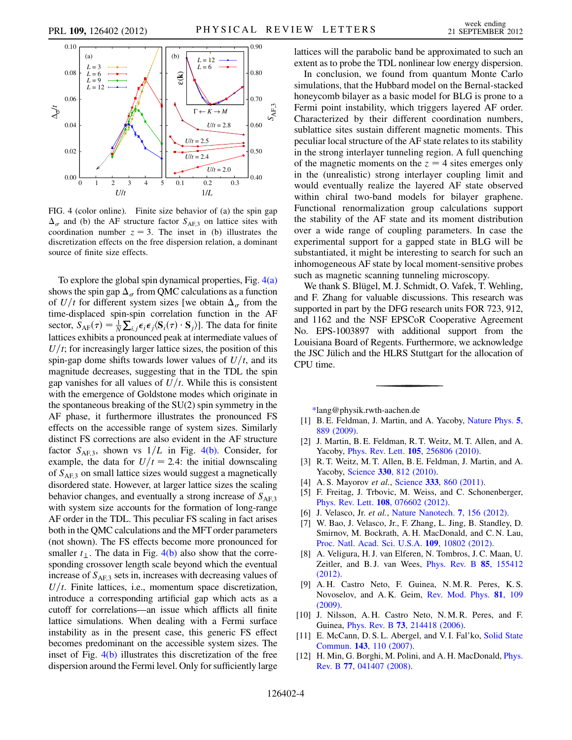(a)

$L = 3$
$L = 6$
$L = 9$
$L = 12$

0.10
0.08
0.06
0.04
0.02
0.00

$\Delta_\sigma/t$

0 1 2 3 4 5

$U/t$

(b)

$L = 12$
$L = 6$

$\varepsilon(\mathbf{k})$

$\Gamma \leftarrow K \rightarrow M$

$U/t = 2.8$

$U/t = 2.5$

$U/t = 2.4$

$U/t = 2.0$

0.1 0.2 0.3

$1/L$

0.90
0.80
0.70
0.60
0.50
0.40

$S_{\mathrm{AF},3}$

FIG. 4 (color online). Finite size behavior of (a) the spin gap $\Delta_\sigma$ and (b) the AF structure factor $S_{\mathrm{AF},3}$ on lattice sites with coordination number $z = 3$. The inset in (b) illustrates the discretization effects on the free dispersion relation, a dominant source of finite size effects.

To explore the global spin dynamical properties, Fig. 4(a) shows the spin gap $\Delta_\sigma$ from QMC calculations as a function of $U/t$ for different system sizes [we obtain $\Delta_\sigma$ from the time-displaced spin-spin correlation function in the AF sector, $S_{\mathrm{AF}}(\tau) = \frac{1}{N}\sum_{i,j}\epsilon_i\epsilon_j\langle \mathbf{S}_i(\tau)\cdot\mathbf{S}_j\rangle$]. The data for finite lattices exhibits a pronounced peak at intermediate values of $U/t$; for increasingly larger lattice sizes, the position of this spin-gap dome shifts towards lower values of $U/t$, and its magnitude decreases, suggesting that in the TDL the spin gap vanishes for all values of $U/t$. While this is consistent with the emergence of Goldstone modes which originate in the spontaneous breaking of the SU(2) spin symmetry in the AF phase, it furthermore illustrates the pronounced FS effects on the accessible range of system sizes. Similarly distinct FS corrections are also evident in the AF structure factor $S_{\mathrm{AF},3}$, shown vs $1/L$ in Fig. 4(b). Consider, for example, the data for $U/t = 2.4$: the initial downscaling of $S_{\mathrm{AF},3}$ on small lattice sizes would suggest a magnetically disordered state. However, at larger lattice sizes the scaling behavior changes, and eventually a strong increase of $S_{\mathrm{AF},3}$ with system size accounts for the formation of long-range AF order in the TDL. This peculiar FS scaling in fact arises both in the QMC calculations and the MFT order parameters (not shown). The FS effects become more pronounced for smaller $t_\perp$. The data in Fig. 4(b) also show that the corresponding crossover length scale beyond which the eventual increase of $S_{\mathrm{AF},3}$ sets in, increases with decreasing values of $U/t$. Finite lattices, i.e., momentum space discretization, introduce a corresponding artificial gap which acts as a cutoff for correlations—an issue which afflicts all finite lattice simulations. When dealing with a Fermi surface instability as in the present case, this generic FS effect becomes predominant on the accessible system sizes. The inset of Fig. 4(b) illustrates this discretization of the free dispersion around the Fermi level. Only for sufficiently large lattices will the parabolic band be approximated to such an extent as to probe the TDL nonlinear low energy dispersion.

In conclusion, we found from quantum Monte Carlo simulations, that the Hubbard model on the Bernal-stacked honeycomb bilayer as a basic model for BLG is prone to a Fermi point instability, which triggers layered AF order. Characterized by their different coordination numbers, sublattice sites sustain different magnetic moments. This peculiar local structure of the AF state relates to its stability in the strong interlayer tunneling region. A full quenching of the magnetic moments on the $z = 4$ sites emerges only in the (unrealistic) strong interlayer coupling limit and would eventually realize the layered AF state observed within chiral two-band models for bilayer graphene. Functional renormalization group calculations support the stability of the AF state and its moment distribution over a wide range of coupling parameters. In case the experimental support for a gapped state in BLG will be substantiated, it might be interesting to search for such an inhomogeneous AF state by local moment-sensitive probes such as magnetic scanning tunneling microscopy.

We thank S. Blügel, M. J. Schmidt, O. Vafek, T. Wehling, and F. Zhang for valuable discussions. This research was supported in part by the DFG research units FOR 723, 912, and 1162 and the NSF EPSCoR Cooperative Agreement No. EPS-1003897 with additional support from the Louisiana Board of Regents. Furthermore, we acknowledge the JSC Jülich and the HLRS Stuttgart for the allocation of CPU time.

---

*lang@physik.rwth-aachen.de

[1] B. E. Feldman, J. Martin, and A. Yacoby, Nature Phys. **5**, 889 (2009).
[2] J. Martin, B. E. Feldman, R. T. Weitz, M. T. Allen, and A. Yacoby, Phys. Rev. Lett. **105**, 256806 (2010).
[3] R. T. Weitz, M. T. Allen, B. E. Feldman, J. Martin, and A. Yacoby, Science **330**, 812 (2010).
[4] A. S. Mayorov *et al.*, Science **333**, 860 (2011).
[5] F. Freitag, J. Trbovic, M. Weiss, and C. Schonenberger, Phys. Rev. Lett. **108**, 076602 (2012).
[6] J. Velasco, Jr. *et al.*, Nature Nanotech. **7**, 156 (2012).
[7] W. Bao, J. Velasco, Jr., F. Zhang, L. Jing, B. Standley, D. Smirnov, M. Bockrath, A. H. MacDonald, and C. N. Lau, Proc. Natl. Acad. Sci. U.S.A. **109**, 10802 (2012).
[8] A. Veligura, H. J. van Elferen, N. Tombros, J. C. Maan, U. Zeitler, and B. J. van Wees, Phys. Rev. B **85**, 155412 (2012).
[9] A. H. Castro Neto, F. Guinea, N. M. R. Peres, K. S. Novoselov, and A. K. Geim, Rev. Mod. Phys. **81**, 109 (2009).
[10] J. Nilsson, A. H. Castro Neto, N. M. R. Peres, and F. Guinea, Phys. Rev. B **73**, 214418 (2006).
[11] E. McCann, D. S. L. Abergel, and V. I. Fal'ko, Solid State Commun. **143**, 110 (2007).
[12] H. Min, G. Borghi, M. Polini, and A. H. MacDonald, Phys. Rev. B **77**, 041407 (2008).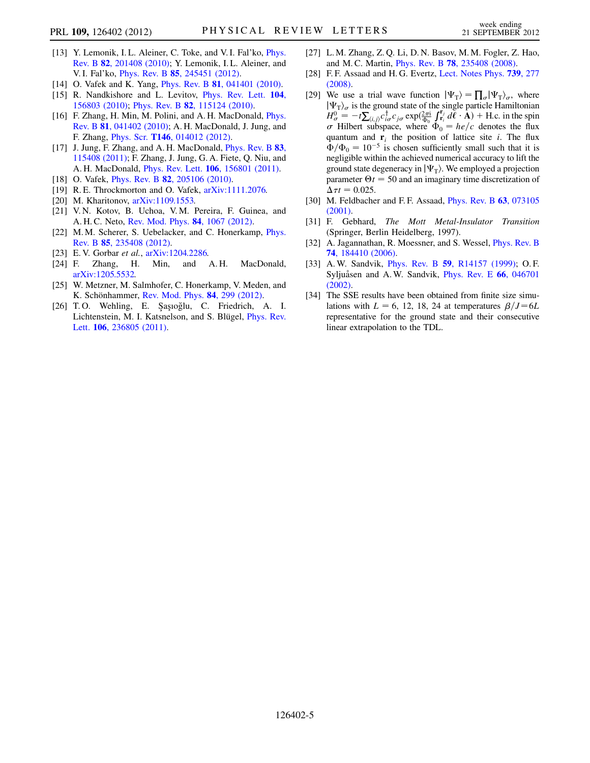[13] Y. Lemonik, I. L. Aleiner, C. Toke, and V. I. Fal'ko, Phys. Rev. B **82**, 201408 (2010); Y. Lemonik, I. L. Aleiner, and V. I. Fal'ko, Phys. Rev. B **85**, 245451 (2012).

[14] O. Vafek and K. Yang, Phys. Rev. B **81**, 041401 (2010).

[15] R. Nandkishore and L. Levitov, Phys. Rev. Lett. **104**, 156803 (2010); Phys. Rev. B **82**, 115124 (2010).

[16] F. Zhang, H. Min, M. Polini, and A. H. MacDonald, Phys. Rev. B **81**, 041402 (2010); A. H. MacDonald, J. Jung, and F. Zhang, Phys. Scr. **T146**, 014012 (2012).

[17] J. Jung, F. Zhang, and A. H. MacDonald, Phys. Rev. B **83**, 115408 (2011); F. Zhang, J. Jung, G. A. Fiete, Q. Niu, and A. H. MacDonald, Phys. Rev. Lett. **106**, 156801 (2011).

[18] O. Vafek, Phys. Rev. B **82**, 205106 (2010).

[19] R. E. Throckmorton and O. Vafek, arXiv:1111.2076.

[20] M. Kharitonov, arXiv:1109.1553.

[21] V. N. Kotov, B. Uchoa, V. M. Pereira, F. Guinea, and A. H. C. Neto, Rev. Mod. Phys. **84**, 1067 (2012).

[22] M. M. Scherer, S. Uebelacker, and C. Honerkamp, Phys. Rev. B **85**, 235408 (2012).

[23] E. V. Gorbar *et al.*, arXiv:1204.2286.

[24] F. Zhang, H. Min, and A. H. MacDonald, arXiv:1205.5532.

[25] W. Metzner, M. Salmhofer, C. Honerkamp, V. Meden, and K. Schönhammer, Rev. Mod. Phys. **84**, 299 (2012).

[26] T. O. Wehling, E. Şaşıoğlu, C. Friedrich, A. I. Lichtenstein, M. I. Katsnelson, and S. Blügel, Phys. Rev. Lett. **106**, 236805 (2011).

[27] L. M. Zhang, Z. Q. Li, D. N. Basov, M. M. Fogler, Z. Hao, and M. C. Martin, Phys. Rev. B **78**, 235408 (2008).

[28] F. F. Assaad and H. G. Evertz, Lect. Notes Phys. **739**, 277 (2008).

[29] We use a trial wave function $|\Psi_T\rangle = \prod_\sigma |\Psi_T\rangle_\sigma$, where $|\Psi_T\rangle_\sigma$ is the ground state of the single particle Hamiltonian $H^0_\sigma = -t\sum_{\langle i,j\rangle} c^\dagger_{i\sigma} c_{j\sigma} \exp(\frac{2\pi i}{\Phi_0}\int_{\mathbf{r}_i}^{\mathbf{r}_j} d\ell \cdot \mathbf{A}) + \text{H.c.}$ in the spin $\sigma$ Hilbert subspace, where $\Phi_0 = hc/c$ denotes the flux quantum and $\mathbf{r}_i$ the position of lattice site $i$. The flux $\Phi/\Phi_0 = 10^{-5}$ is chosen sufficiently small such that it is negligible within the achieved numerical accuracy to lift the ground state degeneracy in $|\Psi_T\rangle$. We employed a projection parameter $\Theta t = 50$ and an imaginary time discretization of $\Delta\tau t = 0.025$.

[30] M. Feldbacher and F. F. Assaad, Phys. Rev. B **63**, 073105 (2001).

[31] F. Gebhard, *The Mott Metal-Insulator Transition* (Springer, Berlin Heidelberg, 1997).

[32] A. Jagannathan, R. Moessner, and S. Wessel, Phys. Rev. B **74**, 184410 (2006).

[33] A. W. Sandvik, Phys. Rev. B **59**, R14157 (1999); O. F. Syljuåsen and A. W. Sandvik, Phys. Rev. E **66**, 046701 (2002).

[34] The SSE results have been obtained from finite size simulations with $L = 6$, 12, 18, 24 at temperatures $\beta/J = 6L$ representative for the ground state and their consecutive linear extrapolation to the TDL.